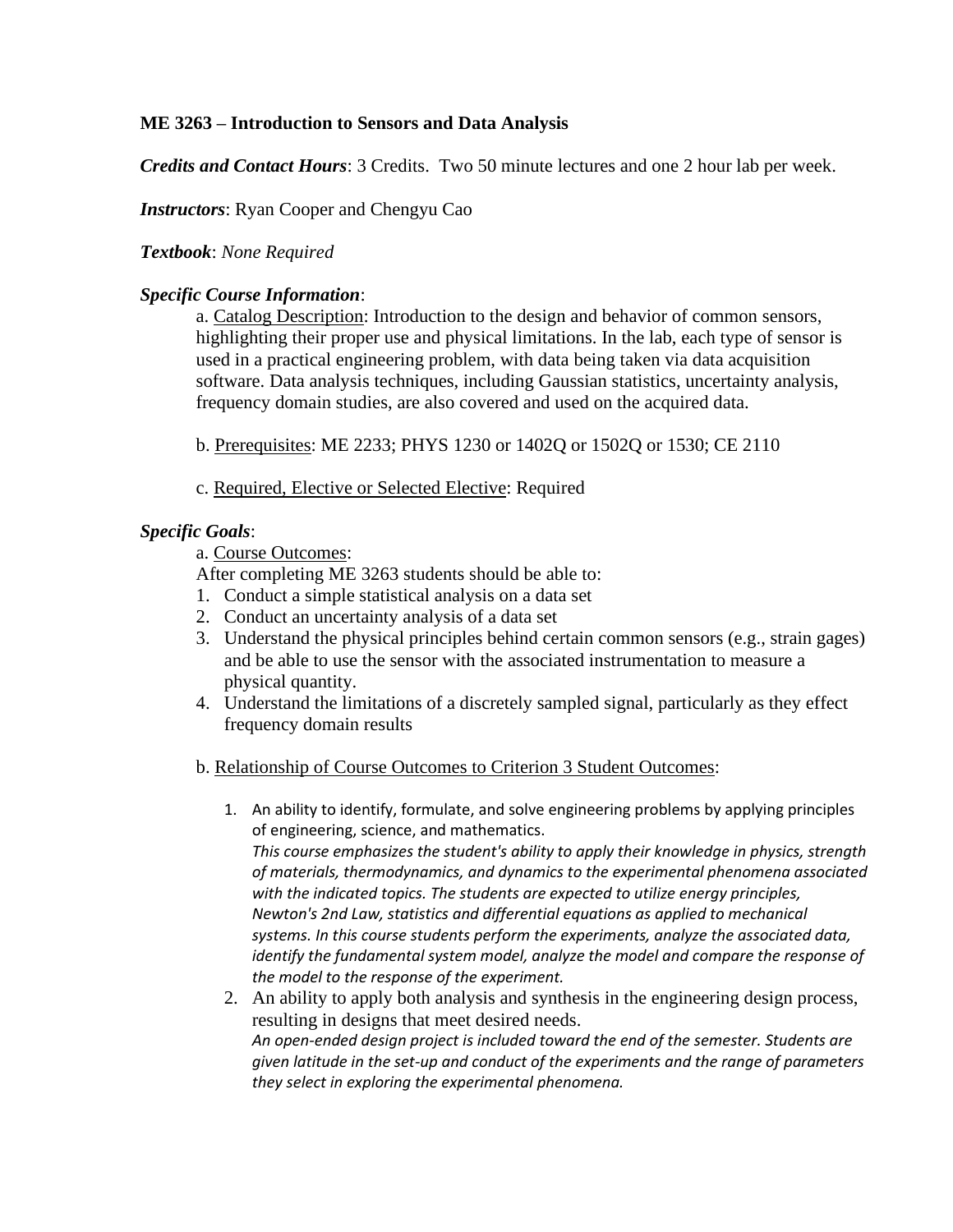**ME 3263 – Introduction to Sensors and Data Analysis**

***Credits and Contact Hours***: 3 Credits. Two 50 minute lectures and one 2 hour lab per week.

***Instructors***: Ryan Cooper and Chengyu Cao

***Textbook***: *None Required*

***Specific Course Information***:

a. Catalog Description: Introduction to the design and behavior of common sensors, highlighting their proper use and physical limitations. In the lab, each type of sensor is used in a practical engineering problem, with data being taken via data acquisition software. Data analysis techniques, including Gaussian statistics, uncertainty analysis, frequency domain studies, are also covered and used on the acquired data.

b. Prerequisites: ME 2233; PHYS 1230 or 1402Q or 1502Q or 1530; CE 2110

c. Required, Elective or Selected Elective: Required

***Specific Goals***:

a. Course Outcomes:

After completing ME 3263 students should be able to:

1. Conduct a simple statistical analysis on a data set
2. Conduct an uncertainty analysis of a data set
3. Understand the physical principles behind certain common sensors (e.g., strain gages) and be able to use the sensor with the associated instrumentation to measure a physical quantity.
4. Understand the limitations of a discretely sampled signal, particularly as they effect frequency domain results

b. Relationship of Course Outcomes to Criterion 3 Student Outcomes:

1. An ability to identify, formulate, and solve engineering problems by applying principles of engineering, science, and mathematics.
   *This course emphasizes the student's ability to apply their knowledge in physics, strength of materials, thermodynamics, and dynamics to the experimental phenomena associated with the indicated topics. The students are expected to utilize energy principles, Newton's 2nd Law, statistics and differential equations as applied to mechanical systems. In this course students perform the experiments, analyze the associated data, identify the fundamental system model, analyze the model and compare the response of the model to the response of the experiment.*
2. An ability to apply both analysis and synthesis in the engineering design process, resulting in designs that meet desired needs.
   *An open-ended design project is included toward the end of the semester. Students are given latitude in the set-up and conduct of the experiments and the range of parameters they select in exploring the experimental phenomena.*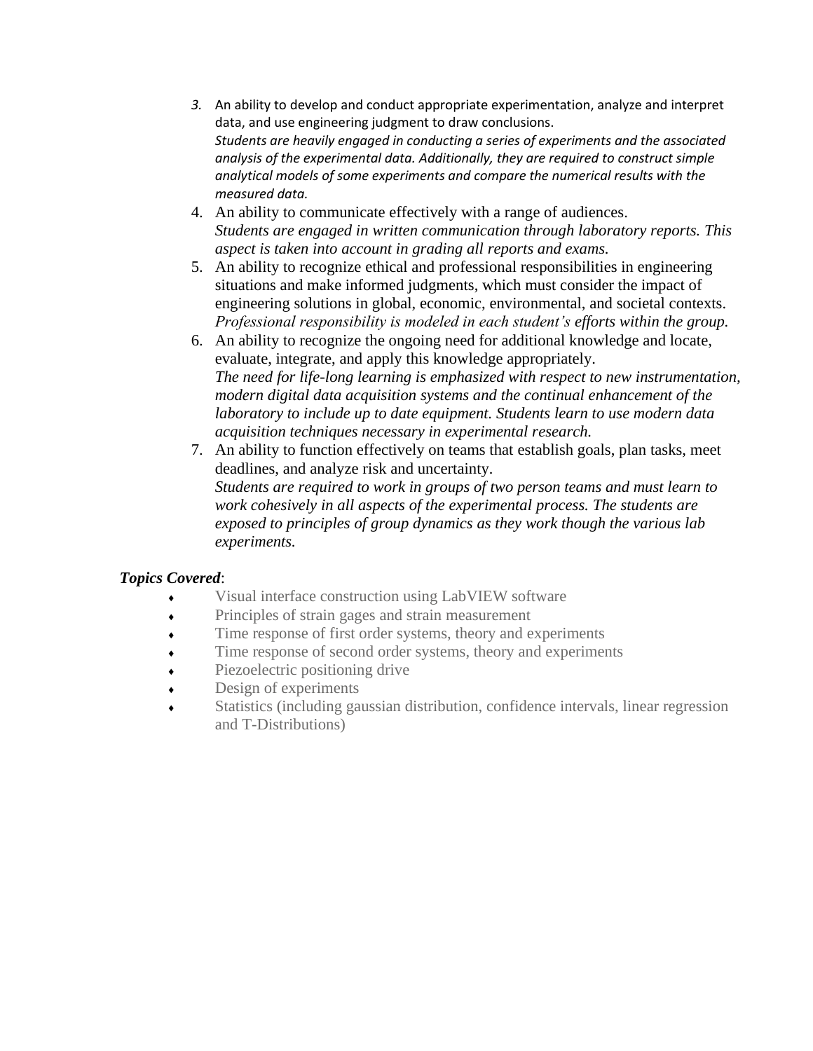3. An ability to develop and conduct appropriate experimentation, analyze and interpret data, and use engineering judgment to draw conclusions.
   *Students are heavily engaged in conducting a series of experiments and the associated analysis of the experimental data. Additionally, they are required to construct simple analytical models of some experiments and compare the numerical results with the measured data.*
4. An ability to communicate effectively with a range of audiences.
   *Students are engaged in written communication through laboratory reports. This aspect is taken into account in grading all reports and exams.*
5. An ability to recognize ethical and professional responsibilities in engineering situations and make informed judgments, which must consider the impact of engineering solutions in global, economic, environmental, and societal contexts.
   *Professional responsibility is modeled in each student's efforts within the group.*
6. An ability to recognize the ongoing need for additional knowledge and locate, evaluate, integrate, and apply this knowledge appropriately.
   *The need for life-long learning is emphasized with respect to new instrumentation, modern digital data acquisition systems and the continual enhancement of the laboratory to include up to date equipment. Students learn to use modern data acquisition techniques necessary in experimental research.*
7. An ability to function effectively on teams that establish goals, plan tasks, meet deadlines, and analyze risk and uncertainty.
   *Students are required to work in groups of two person teams and must learn to work cohesively in all aspects of the experimental process. The students are exposed to principles of group dynamics as they work though the various lab experiments.*

***Topics Covered***:

- Visual interface construction using LabVIEW software
- Principles of strain gages and strain measurement
- Time response of first order systems, theory and experiments
- Time response of second order systems, theory and experiments
- Piezoelectric positioning drive
- Design of experiments
- Statistics (including gaussian distribution, confidence intervals, linear regression and T-Distributions)